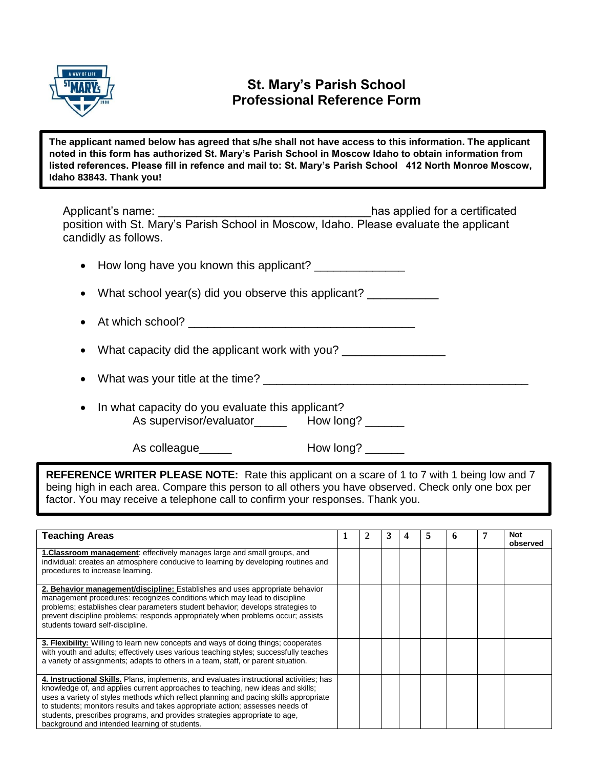# St. Mary's Parish School
## Professional Reference Form

**The applicant named below has agreed that s/he shall not have access to this information. The applicant noted in this form has authorized St. Mary's Parish School in Moscow Idaho to obtain information from listed references. Please fill in refence and mail to: St. Mary's Parish School 412 North Monroe Moscow, Idaho 83843. Thank you!**

Applicant's name: ________________________________has applied for a certificated position with St. Mary's Parish School in Moscow, Idaho. Please evaluate the applicant candidly as follows.

- How long have you known this applicant? ______________
- What school year(s) did you observe this applicant? ___________
- At which school? ___________________________________
- What capacity did the applicant work with you? ________________
- What was your title at the time? ________________________________________
- In what capacity do you evaluate this applicant?
  As supervisor/evaluator_____ How long? ______
  
  As colleague_____ How long? ______

**REFERENCE WRITER PLEASE NOTE:** Rate this applicant on a scare of 1 to 7 with 1 being low and 7 being high in each area. Compare this person to all others you have observed. Check only one box per factor. You may receive a telephone call to confirm your responses. Thank you.

| Teaching Areas | 1 | 2 | 3 | 4 | 5 | 6 | 7 | Not observed |
|---|---|---|---|---|---|---|---|---|
| **1.Classroom management**: effectively manages large and small groups, and individual: creates an atmosphere conducive to learning by developing routines and procedures to increase learning. | | | | | | | | |
| **2. Behavior management/discipline:** Establishes and uses appropriate behavior management procedures: recognizes conditions which may lead to discipline problems; establishes clear parameters student behavior; develops strategies to prevent discipline problems; responds appropriately when problems occur; assists students toward self-discipline. | | | | | | | | |
| **3. Flexibility:** Willing to learn new concepts and ways of doing things; cooperates with youth and adults; effectively uses various teaching styles; successfully teaches a variety of assignments; adapts to others in a team, staff, or parent situation. | | | | | | | | |
| **4. Instructional Skills.** Plans, implements, and evaluates instructional activities; has knowledge of, and applies current approaches to teaching, new ideas and skills; uses a variety of styles methods which reflect planning and pacing skills appropriate to students; monitors results and takes appropriate action; assesses needs of students, prescribes programs, and provides strategies appropriate to age, background and intended learning of students. | | | | | | | | |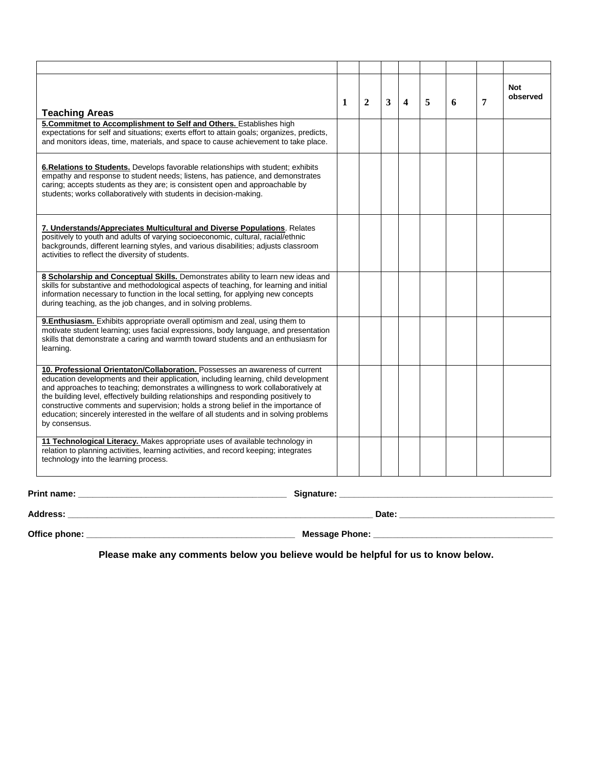| | | | | | | | | |
|---|---|---|---|---|---|---|---|---|
| **Teaching Areas** | **1** | **2** | **3** | **4** | **5** | **6** | **7** | **Not observed** |
| **5.Commitmet to Accomplishment to Self and Others.** Establishes high expectations for self and situations; exerts effort to attain goals; organizes, predicts, and monitors ideas, time, materials, and space to cause achievement to take place. | | | | | | | | |
| **6.Relations to Students.** Develops favorable relationships with student; exhibits empathy and response to student needs; listens, has patience, and demonstrates caring; accepts students as they are; is consistent open and approachable by students; works collaboratively with students in decision-making. | | | | | | | | |
| **7. Understands/Appreciates Multicultural and Diverse Populations**. Relates positively to youth and adults of varying socioeconomic, cultural, racial/ethnic backgrounds, different learning styles, and various disabilities; adjusts classroom activities to reflect the diversity of students. | | | | | | | | |
| **8 Scholarship and Conceptual Skills.** Demonstrates ability to learn new ideas and skills for substantive and methodological aspects of teaching, for learning and initial information necessary to function in the local setting, for applying new concepts during teaching, as the job changes, and in solving problems. | | | | | | | | |
| **9.Enthusiasm.** Exhibits appropriate overall optimism and zeal, using them to motivate student learning; uses facial expressions, body language, and presentation skills that demonstrate a caring and warmth toward students and an enthusiasm for learning. | | | | | | | | |
| **10. Professional Orientaton/Collaboration.** Possesses an awareness of current education developments and their application, including learning, child development and approaches to teaching; demonstrates a willingness to work collaboratively at the building level, effectively building relationships and responding positively to constructive comments and supervision; holds a strong belief in the importance of education; sincerely interested in the welfare of all students and in solving problems by consensus. | | | | | | | | |
| **11 Technological Literacy.** Makes appropriate uses of available technology in relation to planning activities, learning activities, and record keeping; integrates technology into the learning process. | | | | | | | | |

**Print name:** ____________________________________________ **Signature:** ____________________________________________

**Address:** ____________________________________________________________________ **Date:** ________________________________

**Office phone:** ____________________________________________ **Message Phone:** ____________________________________

**Please make any comments below you believe would be helpful for us to know below.**